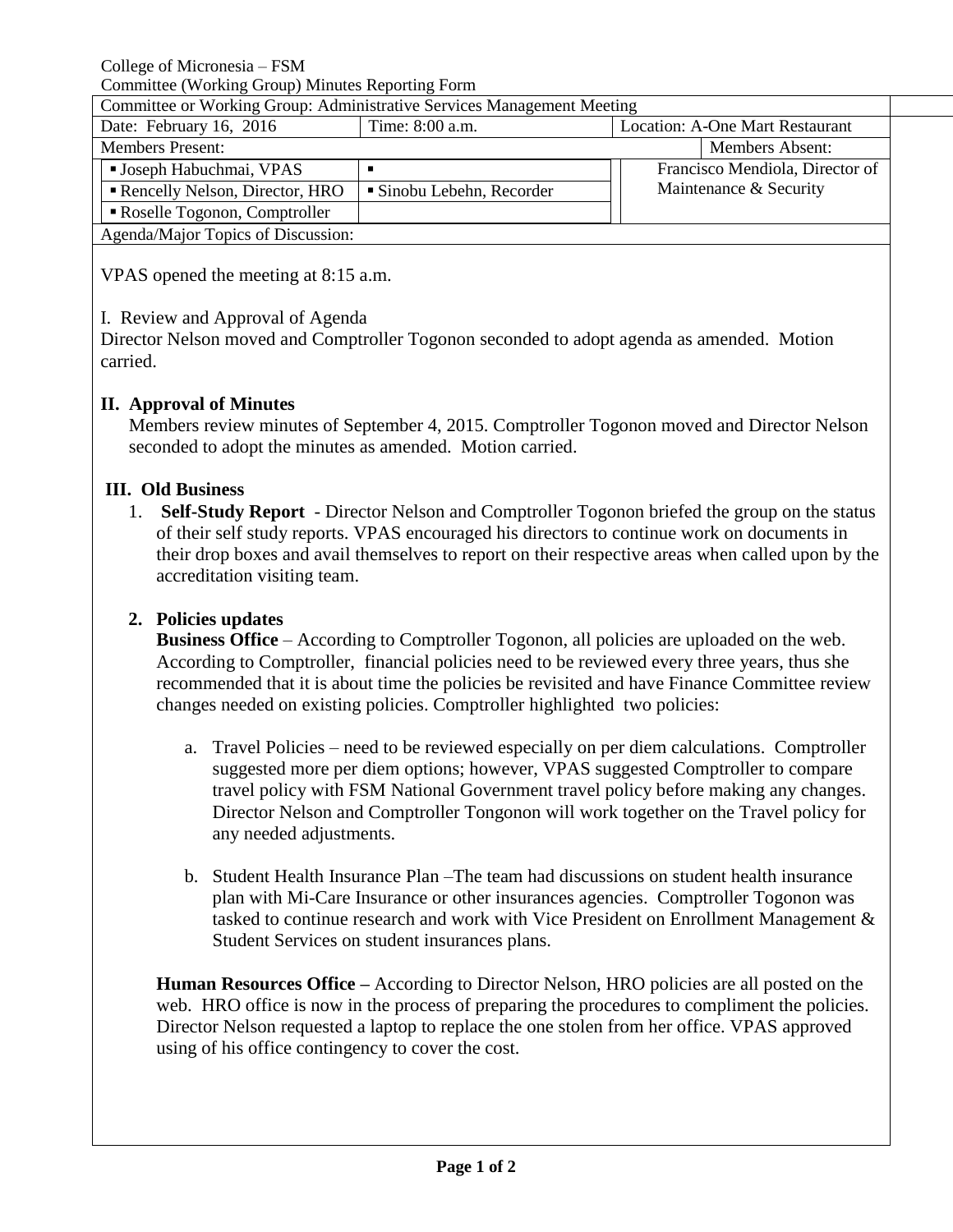College of Micronesia – FSM

Committee (Working Group) Minutes Reporting Form

| Committee or Working Group: Administrative Services Management Meeting | | |
|---|---|---|
| Date: February 16, 2016 | Time: 8:00 a.m. | Location: A-One Mart Restaurant |

| Members Present: | | Members Absent: |
|---|---|---|
| ▪ Joseph Habuchmai, VPAS | ▪ | Francisco Mendiola, Director of Maintenance & Security |
| ▪ Rencelly Nelson, Director, HRO | ▪ Sinobu Lebehn, Recorder | |
| ▪ Roselle Togonon, Comptroller | | |

Agenda/Major Topics of Discussion:

VPAS opened the meeting at 8:15 a.m.

I. Review and Approval of Agenda

Director Nelson moved and Comptroller Togonon seconded to adopt agenda as amended. Motion carried.

**II. Approval of Minutes**

Members review minutes of September 4, 2015. Comptroller Togonon moved and Director Nelson seconded to adopt the minutes as amended. Motion carried.

**III. Old Business**

1. **Self-Study Report** - Director Nelson and Comptroller Togonon briefed the group on the status of their self study reports. VPAS encouraged his directors to continue work on documents in their drop boxes and avail themselves to report on their respective areas when called upon by the accreditation visiting team.

2. **Policies updates**

   **Business Office** – According to Comptroller Togonon, all policies are uploaded on the web. According to Comptroller, financial policies need to be reviewed every three years, thus she recommended that it is about time the policies be revisited and have Finance Committee review changes needed on existing policies. Comptroller highlighted two policies:

   a. Travel Policies – need to be reviewed especially on per diem calculations. Comptroller suggested more per diem options; however, VPAS suggested Comptroller to compare travel policy with FSM National Government travel policy before making any changes. Director Nelson and Comptroller Tongonon will work together on the Travel policy for any needed adjustments.

   b. Student Health Insurance Plan –The team had discussions on student health insurance plan with Mi-Care Insurance or other insurances agencies. Comptroller Togonon was tasked to continue research and work with Vice President on Enrollment Management & Student Services on student insurances plans.

   **Human Resources Office –** According to Director Nelson, HRO policies are all posted on the web. HRO office is now in the process of preparing the procedures to compliment the policies. Director Nelson requested a laptop to replace the one stolen from her office. VPAS approved using of his office contingency to cover the cost.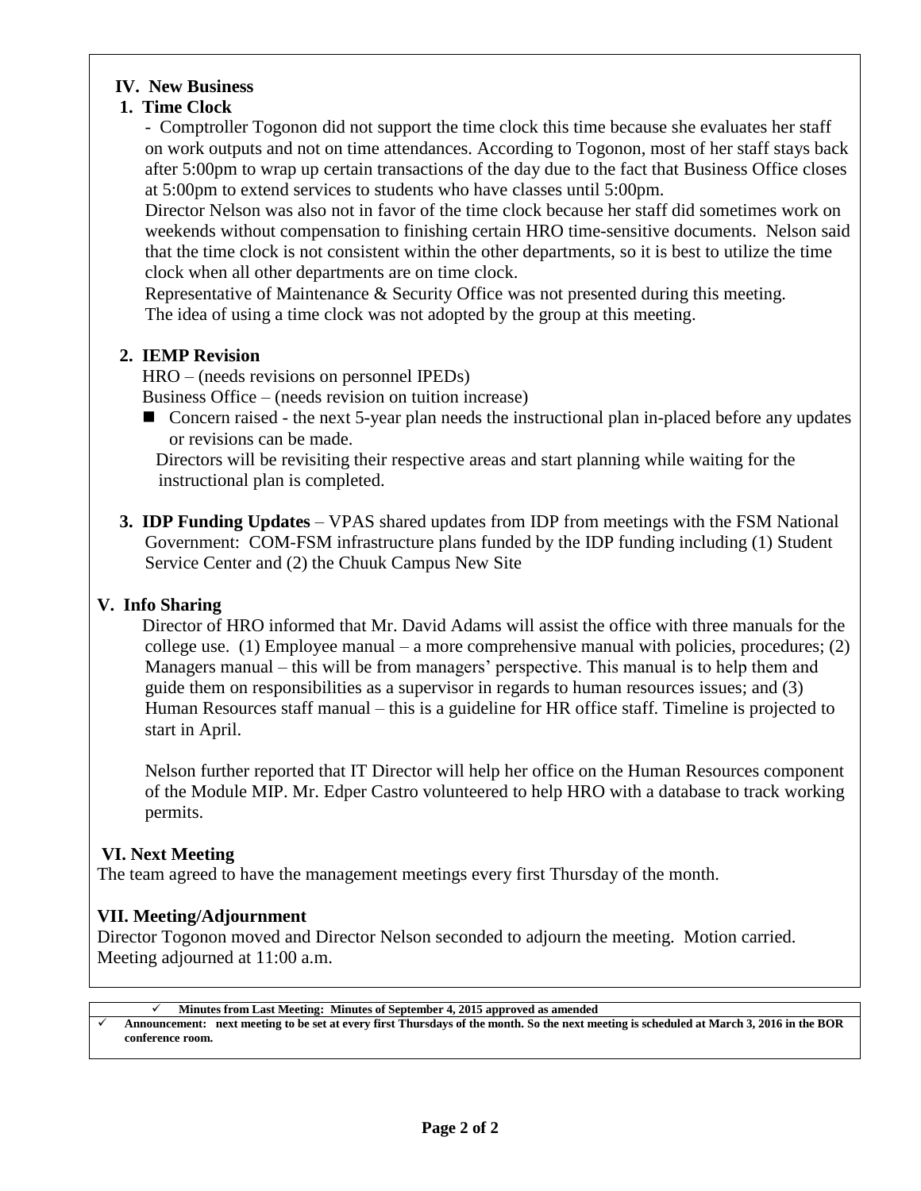## IV. New Business

### 1. Time Clock

- Comptroller Togonon did not support the time clock this time because she evaluates her staff on work outputs and not on time attendances. According to Togonon, most of her staff stays back after 5:00pm to wrap up certain transactions of the day due to the fact that Business Office closes at 5:00pm to extend services to students who have classes until 5:00pm.

Director Nelson was also not in favor of the time clock because her staff did sometimes work on weekends without compensation to finishing certain HRO time-sensitive documents. Nelson said that the time clock is not consistent within the other departments, so it is best to utilize the time clock when all other departments are on time clock.

Representative of Maintenance & Security Office was not presented during this meeting.

The idea of using a time clock was not adopted by the group at this meeting.

### 2. IEMP Revision

HRO – (needs revisions on personnel IPEDs)

Business Office – (needs revision on tuition increase)

- Concern raised - the next 5-year plan needs the instructional plan in-placed before any updates or revisions can be made.

Directors will be revisiting their respective areas and start planning while waiting for the instructional plan is completed.

### 3. IDP Funding Updates

**IDP Funding Updates** – VPAS shared updates from IDP from meetings with the FSM National Government: COM-FSM infrastructure plans funded by the IDP funding including (1) Student Service Center and (2) the Chuuk Campus New Site

## V. Info Sharing

Director of HRO informed that Mr. David Adams will assist the office with three manuals for the college use. (1) Employee manual – a more comprehensive manual with policies, procedures; (2) Managers manual – this will be from managers' perspective. This manual is to help them and guide them on responsibilities as a supervisor in regards to human resources issues; and (3) Human Resources staff manual – this is a guideline for HR office staff. Timeline is projected to start in April.

Nelson further reported that IT Director will help her office on the Human Resources component of the Module MIP. Mr. Edper Castro volunteered to help HRO with a database to track working permits.

## VI. Next Meeting

The team agreed to have the management meetings every first Thursday of the month.

## VII. Meeting/Adjournment

Director Togonon moved and Director Nelson seconded to adjourn the meeting. Motion carried. Meeting adjourned at 11:00 a.m.

- ✓ **Minutes from Last Meeting: Minutes of September 4, 2015 approved as amended**
- ✓ **Announcement: next meeting to be set at every first Thursdays of the month. So the next meeting is scheduled at March 3, 2016 in the BOR conference room.**